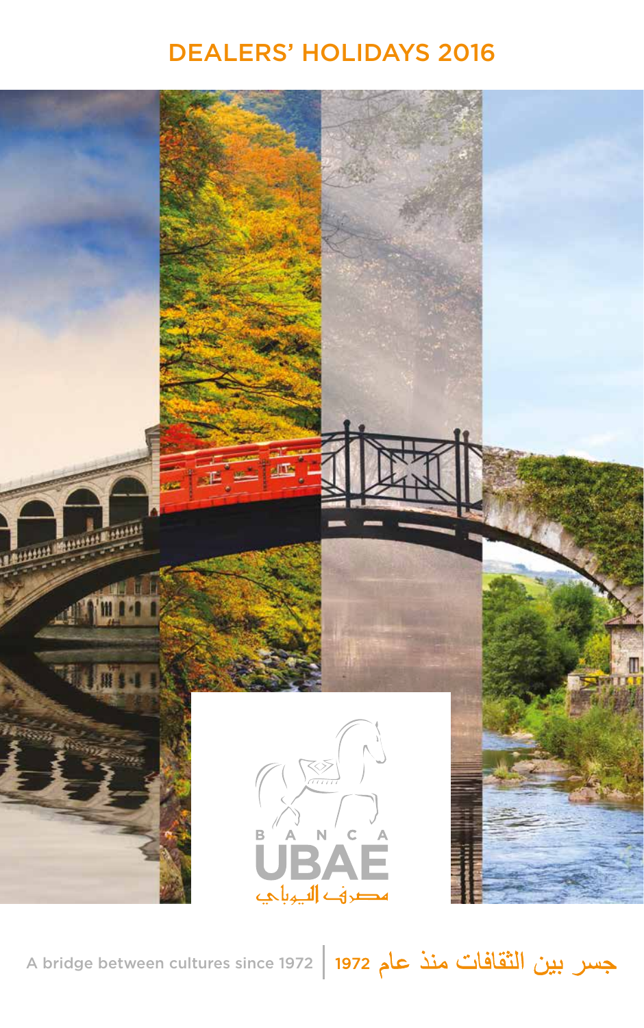# DEALERS' HOLIDAYS 2016

BANCA UBAE

مصرف اليوباي

A bridge between cultures since 1972 | جسر بين الثقافات منذ عام 1972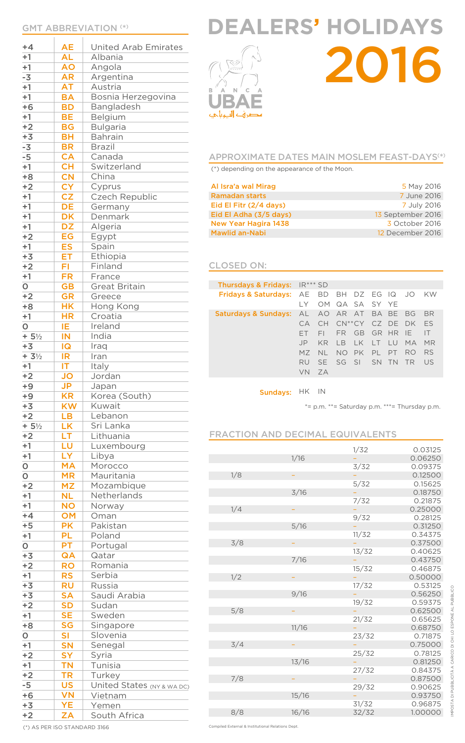# DEALERS' HOLIDAYS 2016

BANCA UBAE

## GMT ABBREVIATION (*)

| GMT | Code | Country |
|---|---|---|
| +4 | AE | United Arab Emirates |
| +1 | AL | Albania |
| +1 | AO | Angola |
| -3 | AR | Argentina |
| +1 | AT | Austria |
| +1 | BA | Bosnia Herzegovina |
| +6 | BD | Bangladesh |
| +1 | BE | Belgium |
| +2 | BG | Bulgaria |
| +3 | BH | Bahrain |
| -3 | BR | Brazil |
| -5 | CA | Canada |
| +1 | CH | Switzerland |
| +8 | CN | China |
| +2 | CY | Cyprus |
| +1 | CZ | Czech Republic |
| +1 | DE | Germany |
| +1 | DK | Denmark |
| +1 | DZ | Algeria |
| +2 | EG | Egypt |
| +1 | ES | Spain |
| +3 | ET | Ethiopia |
| +2 | FI | Finland |
| +1 | FR | France |
| 0 | GB | Great Britain |
| +2 | GR | Greece |
| +8 | HK | Hong Kong |
| +1 | HR | Croatia |
| 0 | IE | Ireland |
| + 5½ | IN | India |
| +3 | IQ | Iraq |
| + 3½ | IR | Iran |
| +1 | IT | Italy |
| +2 | JO | Jordan |
| +9 | JP | Japan |
| +9 | KR | Korea (South) |
| +3 | KW | Kuwait |
| +2 | LB | Lebanon |
| + 5½ | LK | Sri Lanka |
| +2 | LT | Lithuania |
| +1 | LU | Luxembourg |
| +1 | LY | Libya |
| 0 | MA | Morocco |
| 0 | MR | Mauritania |
| +2 | MZ | Mozambique |
| +1 | NL | Netherlands |
| +1 | NO | Norway |
| +4 | OM | Oman |
| +5 | PK | Pakistan |
| +1 | PL | Poland |
| 0 | PT | Portugal |
| +3 | QA | Qatar |
| +2 | RO | Romania |
| +1 | RS | Serbia |
| +3 | RU | Russia |
| +3 | SA | Saudi Arabia |
| +2 | SD | Sudan |
| +1 | SE | Sweden |
| +8 | SG | Singapore |
| 0 | SI | Slovenia |
| +1 | SN | Senegal |
| +2 | SY | Syria |
| +1 | TN | Tunisia |
| +2 | TR | Turkey |
| -5 | US | United States (NY & WA DC) |
| +6 | VN | Vietnam |
| +3 | YE | Yemen |
| +2 | ZA | South Africa |

(*) AS PER ISO STANDARD 3166

## APPROXIMATE DATES MAIN MOSLEM FEAST-DAYS(*)

(*) depending on the appearance of the Moon.

| Feast | Date |
|---|---|
| Al Isra'a wal Mirag | 5 May 2016 |
| Ramadan starts | 7 June 2016 |
| Eid El Fitr (2/4 days) | 7 July 2016 |
| Eid El Adha (3/5 days) | 13 September 2016 |
| New Year Hagira 1438 | 3 October 2016 |
| Mawlid an-Nabi | 12 December 2016 |

## CLOSED ON:

| Days | Countries |
|---|---|
| Thursdays & Fridays: | IR*** SD |
| Fridays & Saturdays: | AE BD BH DZ EG IQ JO KW LY OM QA SA SY YE |
| Saturdays & Sundays: | AL AO AR AT BA BE BG BR CA CH CN**CY CZ DE DK ES ET FI FR GB GR HR IE IT JP KR LB LK LT LU MA MR MZ NL NO PK PL PT RO RS RU SE SG SI SN TN TR US VN ZA |
| Sundays: | HK IN |

*= p.m. **= Saturday p.m. ***= Thursday p.m.

## FRACTION AND DECIMAL EQUIVALENTS

| | | | |
|---|---|---|---|
| | | 1/32 | 0.03125 |
| | 1/16 | – | 0.06250 |
| | | 3/32 | 0.09375 |
| 1/8 | – | – | 0.12500 |
| | | 5/32 | 0.15625 |
| | 3/16 | – | 0.18750 |
| | | 7/32 | 0.21875 |
| 1/4 | – | – | 0.25000 |
| | | 9/32 | 0.28125 |
| | 5/16 | – | 0.31250 |
| | | 11/32 | 0.34375 |
| 3/8 | – | – | 0.37500 |
| | | 13/32 | 0.40625 |
| | 7/16 | – | 0.43750 |
| | | 15/32 | 0.46875 |
| 1/2 | – | – | 0.50000 |
| | | 17/32 | 0.53125 |
| | 9/16 | – | 0.56250 |
| | | 19/32 | 0.59375 |
| 5/8 | – | – | 0.62500 |
| | | 21/32 | 0.65625 |
| | 11/16 | – | 0.68750 |
| | | 23/32 | 0.71875 |
| 3/4 | – | – | 0.75000 |
| | | 25/32 | 0.78125 |
| | 13/16 | – | 0.81250 |
| | | 27/32 | 0.84375 |
| 7/8 | – | – | 0.87500 |
| | | 29/32 | 0.90625 |
| | 15/16 | – | 0.93750 |
| | | 31/32 | 0.96875 |
| 8/8 | 16/16 | 32/32 | 1.00000 |

Compiled External & Institutional Relations Dept.

IMPOSTA DI PUBBLICITÀ A CARICO DI CHI LO ESPONE AL PUBBLICO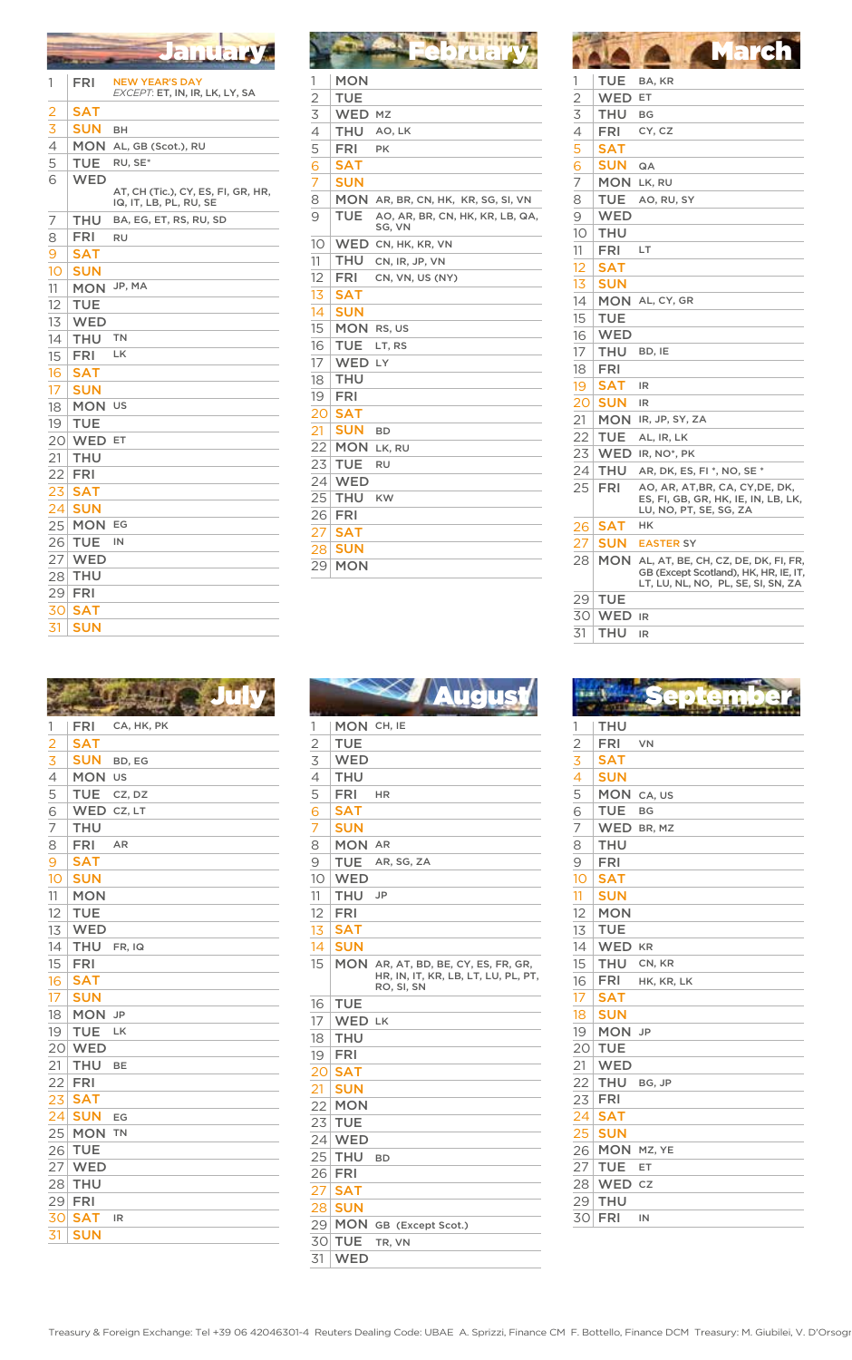## January

| | | |
|---|---|---|
| 1 | FRI | NEW YEAR'S DAY *EXCEPT:* ET, IN, IR, LK, LY, SA |
| 2 | SAT | |
| 3 | SUN | BH |
| 4 | MON | AL, GB (Scot.), RU |
| 5 | TUE | RU, SE* |
| 6 | WED | AT, CH (Tic.), CY, ES, FI, GR, HR, IQ, IT, LB, PL, RU, SE |
| 7 | THU | BA, EG, ET, RS, RU, SD |
| 8 | FRI | RU |
| 9 | SAT | |
| 10 | SUN | |
| 11 | MON | JP, MA |
| 12 | TUE | |
| 13 | WED | |
| 14 | THU | TN |
| 15 | FRI | LK |
| 16 | SAT | |
| 17 | SUN | |
| 18 | MON | US |
| 19 | TUE | |
| 20 | WED | ET |
| 21 | THU | |
| 22 | FRI | |
| 23 | SAT | |
| 24 | SUN | |
| 25 | MON | EG |
| 26 | TUE | IN |
| 27 | WED | |
| 28 | THU | |
| 29 | FRI | |
| 30 | SAT | |
| 31 | SUN | |

## February

| | | |
|---|---|---|
| 1 | MON | |
| 2 | TUE | |
| 3 | WED | MZ |
| 4 | THU | AO, LK |
| 5 | FRI | PK |
| 6 | SAT | |
| 7 | SUN | |
| 8 | MON | AR, BR, CN, HK, KR, SG, SI, VN |
| 9 | TUE | AO, AR, BR, CN, HK, KR, LB, QA, SG, VN |
| 10 | WED | CN, HK, KR, VN |
| 11 | THU | CN, IR, JP, VN |
| 12 | FRI | CN, VN, US (NY) |
| 13 | SAT | |
| 14 | SUN | |
| 15 | MON | RS, US |
| 16 | TUE | LT, RS |
| 17 | WED | LY |
| 18 | THU | |
| 19 | FRI | |
| 20 | SAT | |
| 21 | SUN | BD |
| 22 | MON | LK, RU |
| 23 | TUE | RU |
| 24 | WED | |
| 25 | THU | KW |
| 26 | FRI | |
| 27 | SAT | |
| 28 | SUN | |
| 29 | MON | |

## March

| | | |
|---|---|---|
| 1 | TUE | BA, KR |
| 2 | WED | ET |
| 3 | THU | BG |
| 4 | FRI | CY, CZ |
| 5 | SAT | |
| 6 | SUN | QA |
| 7 | MON | LK, RU |
| 8 | TUE | AO, RU, SY |
| 9 | WED | |
| 10 | THU | |
| 11 | FRI | LT |
| 12 | SAT | |
| 13 | SUN | |
| 14 | MON | AL, CY, GR |
| 15 | TUE | |
| 16 | WED | |
| 17 | THU | BD, IE |
| 18 | FRI | |
| 19 | SAT | IR |
| 20 | SUN | IR |
| 21 | MON | IR, JP, SY, ZA |
| 22 | TUE | AL, IR, LK |
| 23 | WED | IR, NO*, PK |
| 24 | THU | AR, DK, ES, FI *, NO, SE * |
| 25 | FRI | AO, AR, AT,BR, CA, CY,DE, DK, ES, FI, GB, GR, HK, IE, IN, LB, LK, LU, NO, PT, SE, SG, ZA |
| 26 | SAT | HK |
| 27 | SUN | EASTER SY |
| 28 | MON | AL, AT, BE, CH, CZ, DE, DK, FI, FR, GB (Except Scotland), HK, HR, IE, IT, LT, LU, NL, NO, PL, SE, SI, SN, ZA |
| 29 | TUE | |
| 30 | WED | IR |
| 31 | THU | IR |

## July

| | | |
|---|---|---|
| 1 | FRI | CA, HK, PK |
| 2 | SAT | |
| 3 | SUN | BD, EG |
| 4 | MON | US |
| 5 | TUE | CZ, DZ |
| 6 | WED | CZ, LT |
| 7 | THU | |
| 8 | FRI | AR |
| 9 | SAT | |
| 10 | SUN | |
| 11 | MON | |
| 12 | TUE | |
| 13 | WED | |
| 14 | THU | FR, IQ |
| 15 | FRI | |
| 16 | SAT | |
| 17 | SUN | |
| 18 | MON | JP |
| 19 | TUE | LK |
| 20 | WED | |
| 21 | THU | BE |
| 22 | FRI | |
| 23 | SAT | |
| 24 | SUN | EG |
| 25 | MON | TN |
| 26 | TUE | |
| 27 | WED | |
| 28 | THU | |
| 29 | FRI | |
| 30 | SAT | IR |
| 31 | SUN | |

## August

| | | |
|---|---|---|
| 1 | MON | CH, IE |
| 2 | TUE | |
| 3 | WED | |
| 4 | THU | |
| 5 | FRI | HR |
| 6 | SAT | |
| 7 | SUN | |
| 8 | MON | AR |
| 9 | TUE | AR, SG, ZA |
| 10 | WED | |
| 11 | THU | JP |
| 12 | FRI | |
| 13 | SAT | |
| 14 | SUN | |
| 15 | MON | AR, AT, BD, BE, CY, ES, FR, GR, HR, IN, IT, KR, LB, LT, LU, PL, PT, RO, SI, SN |
| 16 | TUE | |
| 17 | WED | LK |
| 18 | THU | |
| 19 | FRI | |
| 20 | SAT | |
| 21 | SUN | |
| 22 | MON | |
| 23 | TUE | |
| 24 | WED | |
| 25 | THU | BD |
| 26 | FRI | |
| 27 | SAT | |
| 28 | SUN | |
| 29 | MON | GB (Except Scot.) |
| 30 | TUE | TR, VN |
| 31 | WED | |

## September

| | | |
|---|---|---|
| 1 | THU | |
| 2 | FRI | VN |
| 3 | SAT | |
| 4 | SUN | |
| 5 | MON | CA, US |
| 6 | TUE | BG |
| 7 | WED | BR, MZ |
| 8 | THU | |
| 9 | FRI | |
| 10 | SAT | |
| 11 | SUN | |
| 12 | MON | |
| 13 | TUE | |
| 14 | WED | KR |
| 15 | THU | CN, KR |
| 16 | FRI | HK, KR, LK |
| 17 | SAT | |
| 18 | SUN | |
| 19 | MON | JP |
| 20 | TUE | |
| 21 | WED | |
| 22 | THU | BG, JP |
| 23 | FRI | |
| 24 | SAT | |
| 25 | SUN | |
| 26 | MON | MZ, YE |
| 27 | TUE | ET |
| 28 | WED | CZ |
| 29 | THU | |
| 30 | FRI | IN |

Treasury & Foreign Exchange: Tel +39 06 42046301-4 Reuters Dealing Code: UBAE A. Sprizzi, Finance CM F. Bottello, Finance DCM Treasury: M. Giubilei, V. D'Orsogr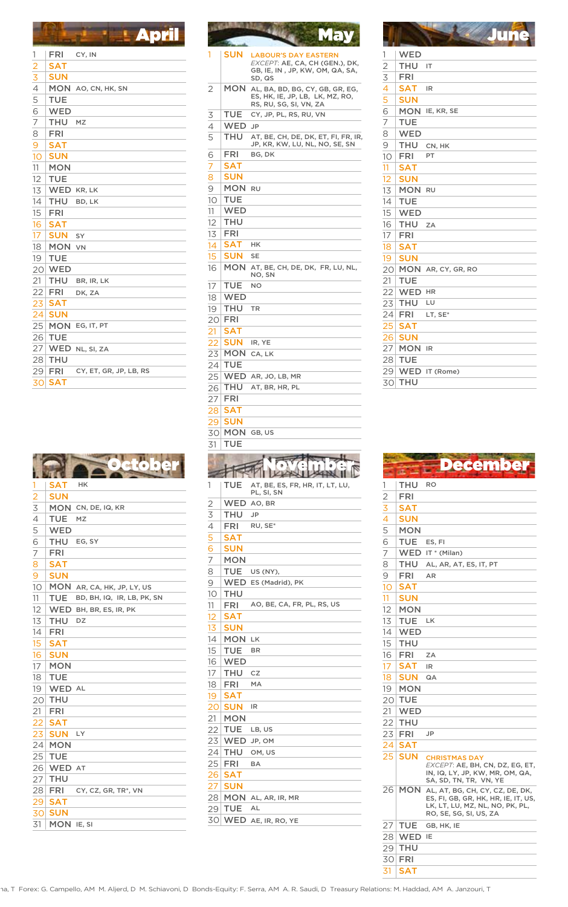## April

| Day | | Holidays |
|---|---|---|
| 1 | FRI | CY, IN |
| 2 | SAT | |
| 3 | SUN | |
| 4 | MON | AO, CN, HK, SN |
| 5 | TUE | |
| 6 | WED | |
| 7 | THU | MZ |
| 8 | FRI | |
| 9 | SAT | |
| 10 | SUN | |
| 11 | MON | |
| 12 | TUE | |
| 13 | WED | KR, LK |
| 14 | THU | BD, LK |
| 15 | FRI | |
| 16 | SAT | |
| 17 | SUN | SY |
| 18 | MON | VN |
| 19 | TUE | |
| 20 | WED | |
| 21 | THU | BR, IR, LK |
| 22 | FRI | DK, ZA |
| 23 | SAT | |
| 24 | SUN | |
| 25 | MON | EG, IT, PT |
| 26 | TUE | |
| 27 | WED | NL, SI, ZA |
| 28 | THU | |
| 29 | FRI | CY, ET, GR, JP, LB, RS |
| 30 | SAT | |

## May

| Day | | Holidays |
|---|---|---|
| 1 | SUN | LABOUR'S DAY EASTERN *EXCEPT*: AE, CA, CH (GEN.), DK, GB, IE, IN , JP, KW, OM, QA, SA, SD, QS |
| 2 | MON | AL, BA, BD, BG, CY, GB, GR, EG, ES, HK, IE, JP, LB, LK, MZ, RO, RS, RU, SG, SI, VN, ZA |
| 3 | TUE | CY, JP, PL, RS, RU, VN |
| 4 | WED | JP |
| 5 | THU | AT, BE, CH, DE, DK, ET, FI, FR, IR, JP, KR, KW, LU, NL, NO, SE, SN |
| 6 | FRI | BG, DK |
| 7 | SAT | |
| 8 | SUN | |
| 9 | MON | RU |
| 10 | TUE | |
| 11 | WED | |
| 12 | THU | |
| 13 | FRI | |
| 14 | SAT | HK |
| 15 | SUN | SE |
| 16 | MON | AT, BE, CH, DE, DK, FR, LU, NL, NO, SN |
| 17 | TUE | NO |
| 18 | WED | |
| 19 | THU | TR |
| 20 | FRI | |
| 21 | SAT | |
| 22 | SUN | IR, YE |
| 23 | MON | CA, LK |
| 24 | TUE | |
| 25 | WED | AR, JO, LB, MR |
| 26 | THU | AT, BR, HR, PL |
| 27 | FRI | |
| 28 | SAT | |
| 29 | SUN | |
| 30 | MON | GB, US |
| 31 | TUE | |

## June

| Day | | Holidays |
|---|---|---|
| 1 | WED | |
| 2 | THU | IT |
| 3 | FRI | |
| 4 | SAT | IR |
| 5 | SUN | |
| 6 | MON | IE, KR, SE |
| 7 | TUE | |
| 8 | WED | |
| 9 | THU | CN, HK |
| 10 | FRI | PT |
| 11 | SAT | |
| 12 | SUN | |
| 13 | MON | RU |
| 14 | TUE | |
| 15 | WED | |
| 16 | THU | ZA |
| 17 | FRI | |
| 18 | SAT | |
| 19 | SUN | |
| 20 | MON | AR, CY, GR, RO |
| 21 | TUE | |
| 22 | WED | HR |
| 23 | THU | LU |
| 24 | FRI | LT, SE* |
| 25 | SAT | |
| 26 | SUN | |
| 27 | MON | IR |
| 28 | TUE | |
| 29 | WED | IT (Rome) |
| 30 | THU | |

## October

| Day | | Holidays |
|---|---|---|
| 1 | SAT | HK |
| 2 | SUN | |
| 3 | MON | CN, DE, IQ, KR |
| 4 | TUE | MZ |
| 5 | WED | |
| 6 | THU | EG, SY |
| 7 | FRI | |
| 8 | SAT | |
| 9 | SUN | |
| 10 | MON | AR, CA, HK, JP, LY, US |
| 11 | TUE | BD, BH, IQ, IR, LB, PK, SN |
| 12 | WED | BH, BR, ES, IR, PK |
| 13 | THU | DZ |
| 14 | FRI | |
| 15 | SAT | |
| 16 | SUN | |
| 17 | MON | |
| 18 | TUE | |
| 19 | WED | AL |
| 20 | THU | |
| 21 | FRI | |
| 22 | SAT | |
| 23 | SUN | LY |
| 24 | MON | |
| 25 | TUE | |
| 26 | WED | AT |
| 27 | THU | |
| 28 | FRI | CY, CZ, GR, TR*, VN |
| 29 | SAT | |
| 30 | SUN | |
| 31 | MON | IE, SI |

## November

| Day | | Holidays |
|---|---|---|
| 1 | TUE | AT, BE, ES, FR, HR, IT, LT, LU, PL, SI, SN |
| 2 | WED | AO, BR |
| 3 | THU | JP |
| 4 | FRI | RU, SE* |
| 5 | SAT | |
| 6 | SUN | |
| 7 | MON | |
| 8 | TUE | US (NY), |
| 9 | WED | ES (Madrid), PK |
| 10 | THU | |
| 11 | FRI | AO, BE, CA, FR, PL, RS, US |
| 12 | SAT | |
| 13 | SUN | |
| 14 | MON | LK |
| 15 | TUE | BR |
| 16 | WED | |
| 17 | THU | CZ |
| 18 | FRI | MA |
| 19 | SAT | |
| 20 | SUN | IR |
| 21 | MON | |
| 22 | TUE | LB, US |
| 23 | WED | JP, OM |
| 24 | THU | OM, US |
| 25 | FRI | BA |
| 26 | SAT | |
| 27 | SUN | |
| 28 | MON | AL, AR, IR, MR |
| 29 | TUE | AL |
| 30 | WED | AE, IR, RO, YE |

## December

| Day | | Holidays |
|---|---|---|
| 1 | THU | RO |
| 2 | FRI | |
| 3 | SAT | |
| 4 | SUN | |
| 5 | MON | |
| 6 | TUE | ES, FI |
| 7 | WED | IT * (Milan) |
| 8 | THU | AL, AR, AT, ES, IT, PT |
| 9 | FRI | AR |
| 10 | SAT | |
| 11 | SUN | |
| 12 | MON | |
| 13 | TUE | LK |
| 14 | WED | |
| 15 | THU | |
| 16 | FRI | ZA |
| 17 | SAT | IR |
| 18 | SUN | QA |
| 19 | MON | |
| 20 | TUE | |
| 21 | WED | |
| 22 | THU | |
| 23 | FRI | JP |
| 24 | SAT | |
| 25 | SUN | CHRISTMAS DAY *EXCEPT*: AE, BH, CN, DZ, EG, ET, IN, IQ, LY, JP, KW, MR, OM, QA, SA, SD, TN, TR, VN, YE |
| 26 | MON | AL, AT, BG, CH, CY, CZ, DE, DK, ES, FI, GB, GR, HK, HR, IE, IT, US, LK, LT, LU, MZ, NL, NO, PK, PL, RO, SE, SG, SI, US, ZA |
| 27 | TUE | GB, HK, IE |
| 28 | WED | IE |
| 29 | THU | |
| 30 | FRI | |
| 31 | SAT | |

na, T Forex: G. Campello, AM M. Aljerd, D M. Schiavoni, D Bonds-Equity: F. Serra, AM A. R. Saudi, D Treasury Relations: M. Haddad, AM A. Janzouri, T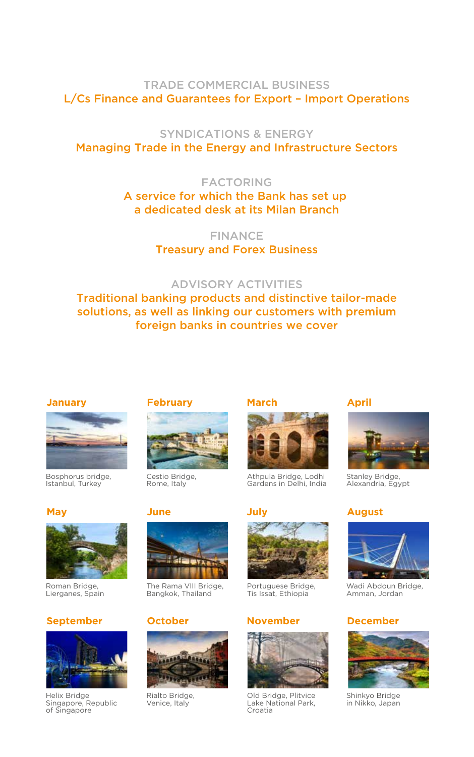TRADE COMMERCIAL BUSINESS

**L/Cs Finance and Guarantees for Export – Import Operations**

SYNDICATIONS & ENERGY

**Managing Trade in the Energy and Infrastructure Sectors**

FACTORING

**A service for which the Bank has set up a dedicated desk at its Milan Branch**

FINANCE

**Treasury and Forex Business**

ADVISORY ACTIVITIES

**Traditional banking products and distinctive tailor-made solutions, as well as linking our customers with premium foreign banks in countries we cover**

**January**

Bosphorus bridge, Istanbul, Turkey

**February**

Cestio Bridge, Rome, Italy

**March**

Athpula Bridge, Lodhi Gardens in Delhi, India

**April**

Stanley Bridge, Alexandria, Egypt

**May**

Roman Bridge, Liergánes, Spain

**June**

The Rama VIII Bridge, Bangkok, Thailand

**July**

Portuguese Bridge, Tis Issat, Ethiopia

**August**

Wadi Abdoun Bridge, Amman, Jordan

**September**

Helix Bridge Singapore, Republic of Singapore

**October**

Rialto Bridge, Venice, Italy

**November**

Old Bridge, Plitvice Lake National Park, Croatia

**December**

Shinkyo Bridge in Nikko, Japan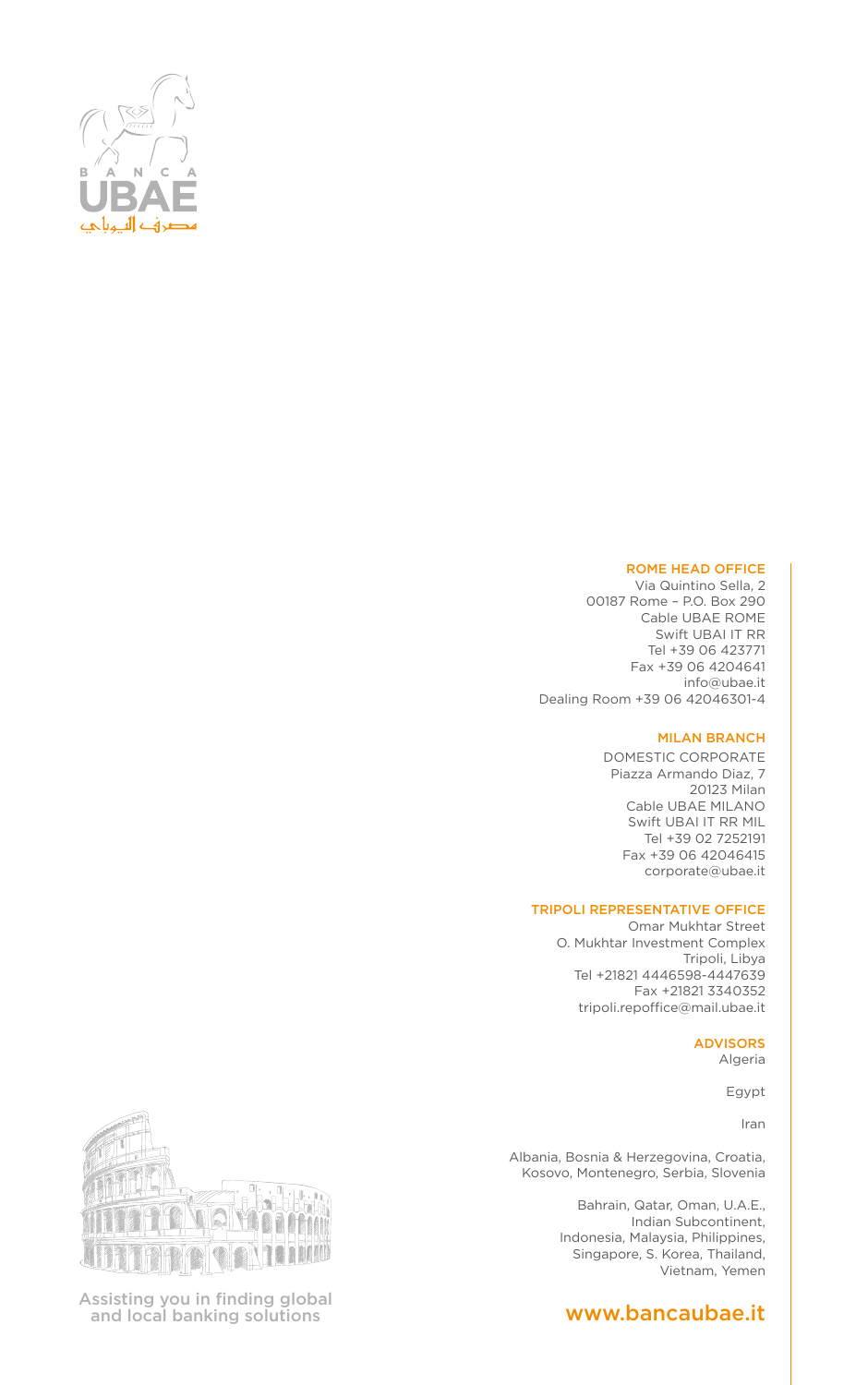BANCA UBAE

مصرف اليوباي

**ROME HEAD OFFICE**
Via Quintino Sella, 2
00187 Rome – P.O. Box 290
Cable UBAE ROME
Swift UBAI IT RR
Tel +39 06 423771
Fax +39 06 4204641
info@ubae.it
Dealing Room +39 06 42046301-4

**MILAN BRANCH**
DOMESTIC CORPORATE
Piazza Armando Diaz, 7
20123 Milan
Cable UBAE MILANO
Swift UBAI IT RR MIL
Tel +39 02 7252191
Fax +39 06 42046415
corporate@ubae.it

**TRIPOLI REPRESENTATIVE OFFICE**
Omar Mukhtar Street
O. Mukhtar Investment Complex
Tripoli, Libya
Tel +21821 4446598-4447639
Fax +21821 3340352
tripoli.repoffice@mail.ubae.it

**ADVISORS**
Algeria

Egypt

Iran

Albania, Bosnia & Herzegovina, Croatia, Kosovo, Montenegro, Serbia, Slovenia

Bahrain, Qatar, Oman, U.A.E., Indian Subcontinent, Indonesia, Malaysia, Philippines, Singapore, S. Korea, Thailand, Vietnam, Yemen

Assisting you in finding global and local banking solutions

www.bancaubae.it